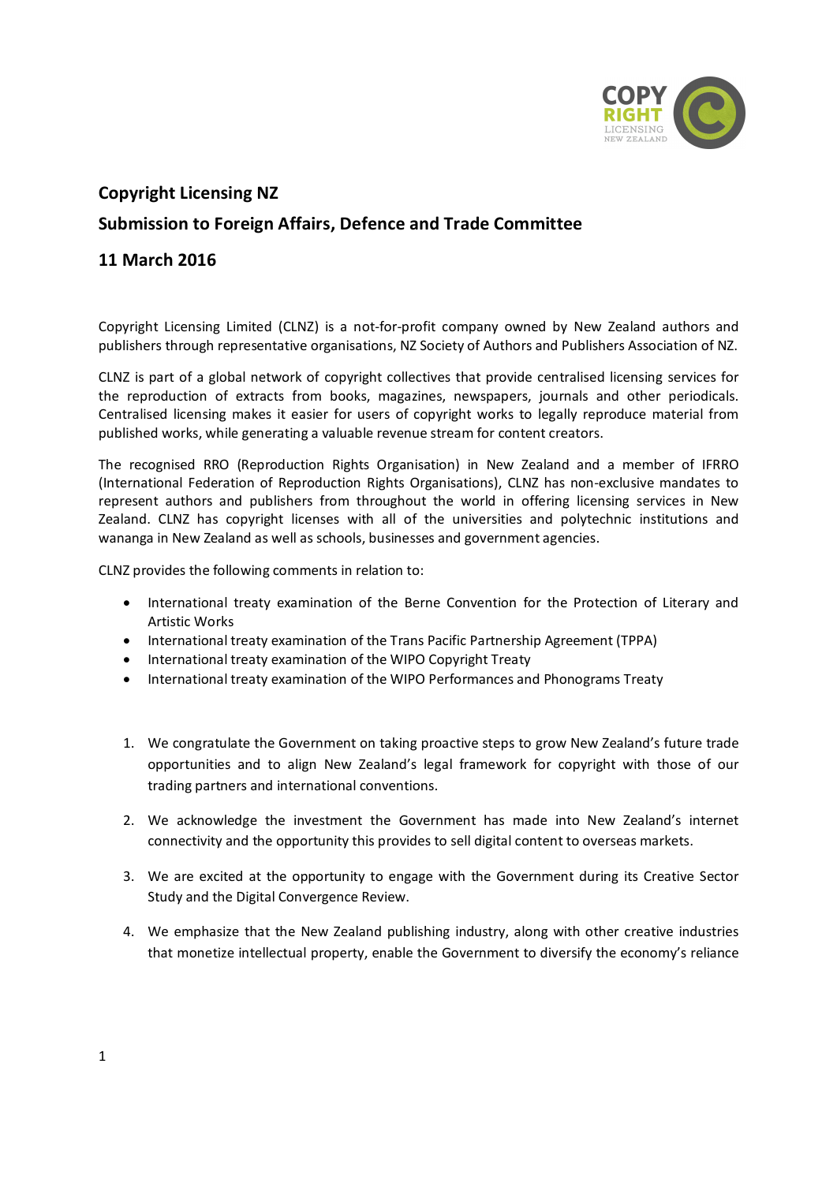## Copyright Licensing NZ

## Submission to Foreign Affairs, Defence and Trade Committee

## 11 March 2016

Copyright Licensing Limited (CLNZ) is a not-for-profit company owned by New Zealand authors and publishers through representative organisations, NZ Society of Authors and Publishers Association of NZ.

CLNZ is part of a global network of copyright collectives that provide centralised licensing services for the reproduction of extracts from books, magazines, newspapers, journals and other periodicals. Centralised licensing makes it easier for users of copyright works to legally reproduce material from published works, while generating a valuable revenue stream for content creators.

The recognised RRO (Reproduction Rights Organisation) in New Zealand and a member of IFRRO (International Federation of Reproduction Rights Organisations), CLNZ has non-exclusive mandates to represent authors and publishers from throughout the world in offering licensing services in New Zealand. CLNZ has copyright licenses with all of the universities and polytechnic institutions and wananga in New Zealand as well as schools, businesses and government agencies.

CLNZ provides the following comments in relation to:

- International treaty examination of the Berne Convention for the Protection of Literary and Artistic Works
- International treaty examination of the Trans Pacific Partnership Agreement (TPPA)
- International treaty examination of the WIPO Copyright Treaty
- International treaty examination of the WIPO Performances and Phonograms Treaty

1. We congratulate the Government on taking proactive steps to grow New Zealand's future trade opportunities and to align New Zealand's legal framework for copyright with those of our trading partners and international conventions.
2. We acknowledge the investment the Government has made into New Zealand's internet connectivity and the opportunity this provides to sell digital content to overseas markets.
3. We are excited at the opportunity to engage with the Government during its Creative Sector Study and the Digital Convergence Review.
4. We emphasize that the New Zealand publishing industry, along with other creative industries that monetize intellectual property, enable the Government to diversify the economy's reliance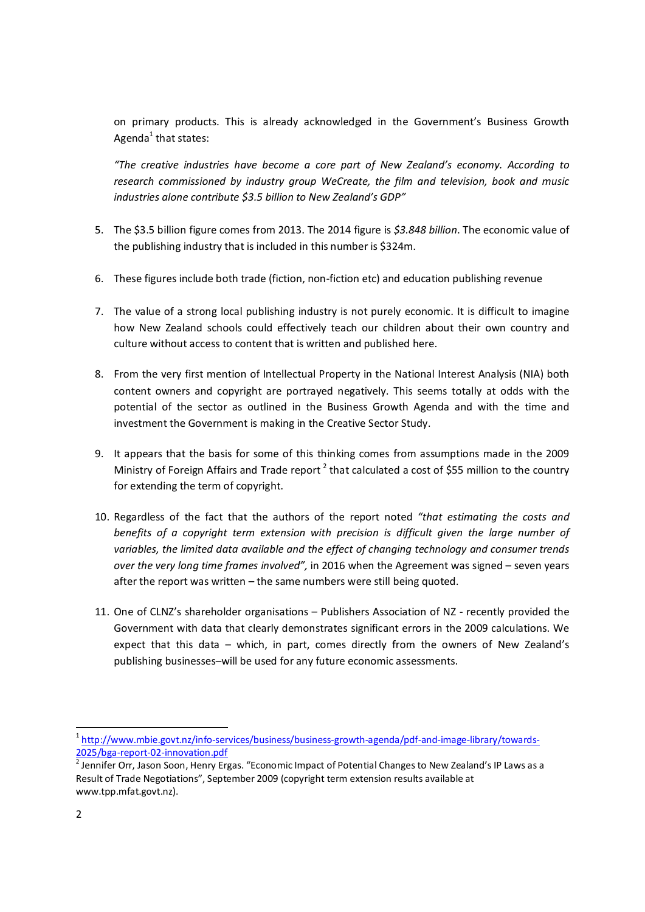on primary products. This is already acknowledged in the Government's Business Growth Agenda[1] that states:

*"The creative industries have become a core part of New Zealand's economy. According to research commissioned by industry group WeCreate, the film and television, book and music industries alone contribute $3.5 billion to New Zealand's GDP"*

5. The $3.5 billion figure comes from 2013. The 2014 figure is *$3.848 billion*. The economic value of the publishing industry that is included in this number is $324m.

6. These figures include both trade (fiction, non-fiction etc) and education publishing revenue

7. The value of a strong local publishing industry is not purely economic. It is difficult to imagine how New Zealand schools could effectively teach our children about their own country and culture without access to content that is written and published here.

8. From the very first mention of Intellectual Property in the National Interest Analysis (NIA) both content owners and copyright are portrayed negatively. This seems totally at odds with the potential of the sector as outlined in the Business Growth Agenda and with the time and investment the Government is making in the Creative Sector Study.

9. It appears that the basis for some of this thinking comes from assumptions made in the 2009 Ministry of Foreign Affairs and Trade report [2] that calculated a cost of $55 million to the country for extending the term of copyright.

10. Regardless of the fact that the authors of the report noted *"that estimating the costs and benefits of a copyright term extension with precision is difficult given the large number of variables, the limited data available and the effect of changing technology and consumer trends over the very long time frames involved",* in 2016 when the Agreement was signed – seven years after the report was written – the same numbers were still being quoted.

11. One of CLNZ's shareholder organisations – Publishers Association of NZ - recently provided the Government with data that clearly demonstrates significant errors in the 2009 calculations. We expect that this data – which, in part, comes directly from the owners of New Zealand's publishing businesses–will be used for any future economic assessments.

---

[1] http://www.mbie.govt.nz/info-services/business/business-growth-agenda/pdf-and-image-library/towards-2025/bga-report-02-innovation.pdf

[2] Jennifer Orr, Jason Soon, Henry Ergas. "Economic Impact of Potential Changes to New Zealand's IP Laws as a Result of Trade Negotiations", September 2009 (copyright term extension results available at www.tpp.mfat.govt.nz).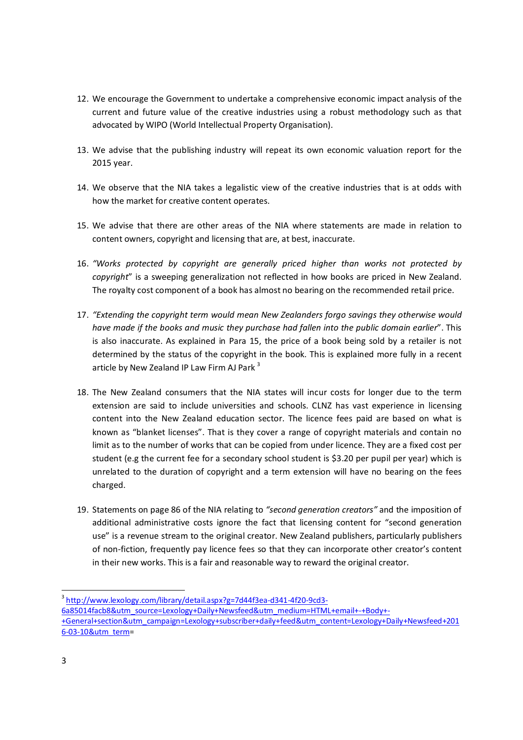12. We encourage the Government to undertake a comprehensive economic impact analysis of the current and future value of the creative industries using a robust methodology such as that advocated by WIPO (World Intellectual Property Organisation).

13. We advise that the publishing industry will repeat its own economic valuation report for the 2015 year.

14. We observe that the NIA takes a legalistic view of the creative industries that is at odds with how the market for creative content operates.

15. We advise that there are other areas of the NIA where statements are made in relation to content owners, copyright and licensing that are, at best, inaccurate.

16. *"Works protected by copyright are generally priced higher than works not protected by copyright*" is a sweeping generalization not reflected in how books are priced in New Zealand. The royalty cost component of a book has almost no bearing on the recommended retail price.

17. *"Extending the copyright term would mean New Zealanders forgo savings they otherwise would have made if the books and music they purchase had fallen into the public domain earlier*". This is also inaccurate. As explained in Para 15, the price of a book being sold by a retailer is not determined by the status of the copyright in the book. This is explained more fully in a recent article by New Zealand IP Law Firm AJ Park [3]

18. The New Zealand consumers that the NIA states will incur costs for longer due to the term extension are said to include universities and schools. CLNZ has vast experience in licensing content into the New Zealand education sector. The licence fees paid are based on what is known as "blanket licenses". That is they cover a range of copyright materials and contain no limit as to the number of works that can be copied from under licence. They are a fixed cost per student (e.g the current fee for a secondary school student is $3.20 per pupil per year) which is unrelated to the duration of copyright and a term extension will have no bearing on the fees charged.

19. Statements on page 86 of the NIA relating to *"second generation creators"* and the imposition of additional administrative costs ignore the fact that licensing content for "second generation use" is a revenue stream to the original creator. New Zealand publishers, particularly publishers of non-fiction, frequently pay licence fees so that they can incorporate other creator's content in their new works. This is a fair and reasonable way to reward the original creator.

---

[3] http://www.lexology.com/library/detail.aspx?g=7d44f3ea-d341-4f20-9cd3-6a85014facb8&utm_source=Lexology+Daily+Newsfeed&utm_medium=HTML+email+-+Body+-+General+section&utm_campaign=Lexology+subscriber+daily+feed&utm_content=Lexology+Daily+Newsfeed+2016-03-10&utm_term=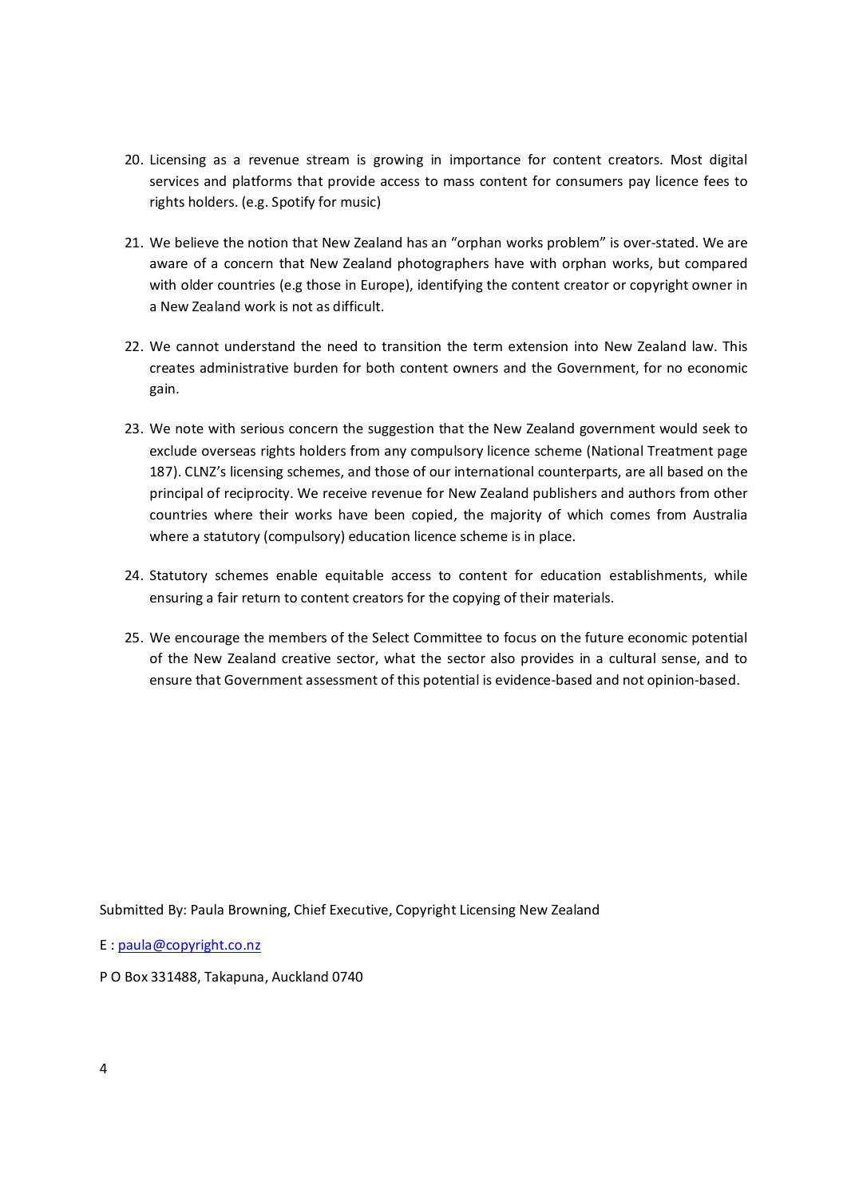20. Licensing as a revenue stream is growing in importance for content creators. Most digital services and platforms that provide access to mass content for consumers pay licence fees to rights holders. (e.g. Spotify for music)

21. We believe the notion that New Zealand has an "orphan works problem" is over-stated. We are aware of a concern that New Zealand photographers have with orphan works, but compared with older countries (e.g those in Europe), identifying the content creator or copyright owner in a New Zealand work is not as difficult.

22. We cannot understand the need to transition the term extension into New Zealand law. This creates administrative burden for both content owners and the Government, for no economic gain.

23. We note with serious concern the suggestion that the New Zealand government would seek to exclude overseas rights holders from any compulsory licence scheme (National Treatment page 187). CLNZ's licensing schemes, and those of our international counterparts, are all based on the principal of reciprocity. We receive revenue for New Zealand publishers and authors from other countries where their works have been copied, the majority of which comes from Australia where a statutory (compulsory) education licence scheme is in place.

24. Statutory schemes enable equitable access to content for education establishments, while ensuring a fair return to content creators for the copying of their materials.

25. We encourage the members of the Select Committee to focus on the future economic potential of the New Zealand creative sector, what the sector also provides in a cultural sense, and to ensure that Government assessment of this potential is evidence-based and not opinion-based.

Submitted By: Paula Browning, Chief Executive, Copyright Licensing New Zealand

E : paula@copyright.co.nz

P O Box 331488, Takapuna, Auckland 0740